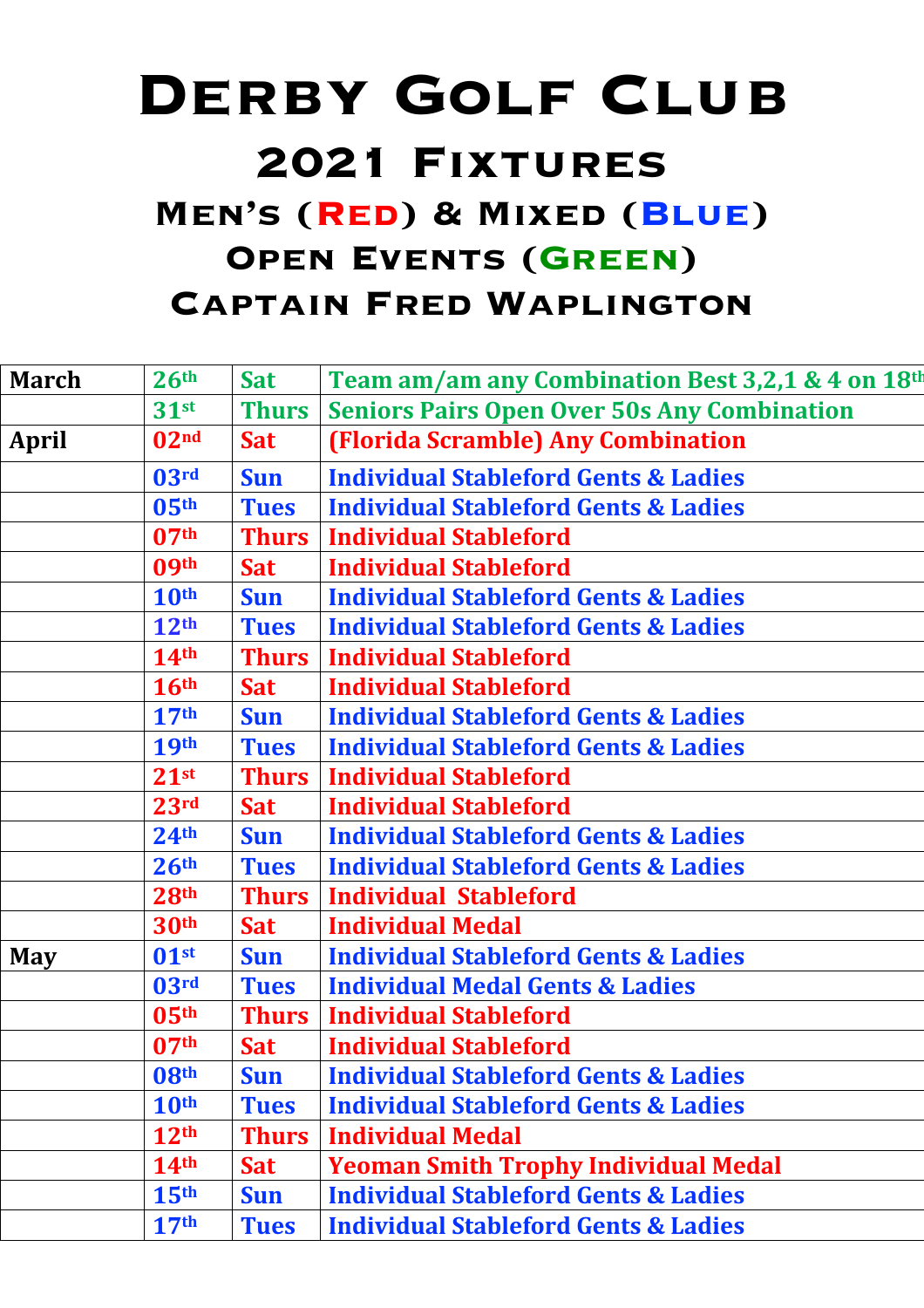# Derby Golf Club

## 2021 Fixtures

### Men's (Red) & Mixed (Blue)

### Open Events (Green)

### Captain Fred Waplington

| March | 26th | Sat | Team am/am any Combination Best 3,2,1 & 4 on 18th |
|---|---|---|---|
| | 31st | Thurs | Seniors Pairs Open Over 50s Any Combination |
| April | 02nd | Sat | (Florida Scramble) Any Combination |
| | 03rd | Sun | Individual Stableford Gents & Ladies |
| | 05th | Tues | Individual Stableford Gents & Ladies |
| | 07th | Thurs | Individual Stableford |
| | 09th | Sat | Individual Stableford |
| | 10th | Sun | Individual Stableford Gents & Ladies |
| | 12th | Tues | Individual Stableford Gents & Ladies |
| | 14th | Thurs | Individual Stableford |
| | 16th | Sat | Individual Stableford |
| | 17th | Sun | Individual Stableford Gents & Ladies |
| | 19th | Tues | Individual Stableford Gents & Ladies |
| | 21st | Thurs | Individual Stableford |
| | 23rd | Sat | Individual Stableford |
| | 24th | Sun | Individual Stableford Gents & Ladies |
| | 26th | Tues | Individual Stableford Gents & Ladies |
| | 28th | Thurs | Individual Stableford |
| | 30th | Sat | Individual Medal |
| May | 01st | Sun | Individual Stableford Gents & Ladies |
| | 03rd | Tues | Individual Medal Gents & Ladies |
| | 05th | Thurs | Individual Stableford |
| | 07th | Sat | Individual Stableford |
| | 08th | Sun | Individual Stableford Gents & Ladies |
| | 10th | Tues | Individual Stableford Gents & Ladies |
| | 12th | Thurs | Individual Medal |
| | 14th | Sat | Yeoman Smith Trophy Individual Medal |
| | 15th | Sun | Individual Stableford Gents & Ladies |
| | 17th | Tues | Individual Stableford Gents & Ladies |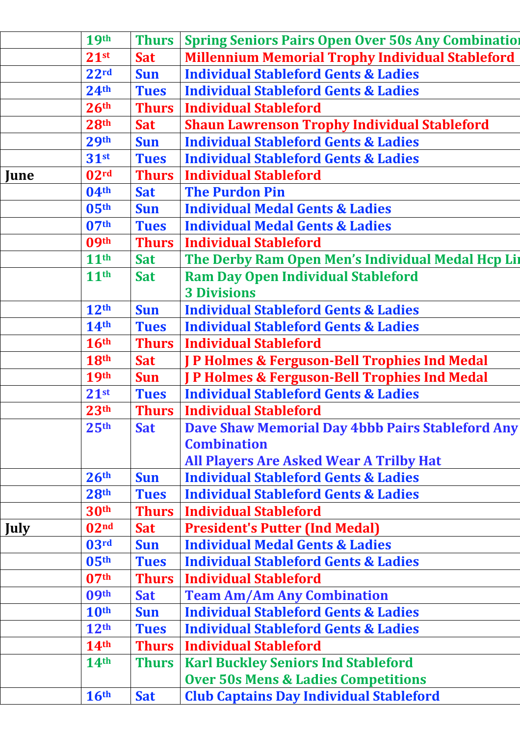| | | | |
|---|---|---|---|
| | 19th | Thurs | Spring Seniors Pairs Open Over 50s Any Combination |
| | 21st | Sat | Millennium Memorial Trophy Individual Stableford |
| | 22rd | Sun | Individual Stableford Gents & Ladies |
| | 24th | Tues | Individual Stableford Gents & Ladies |
| | 26th | Thurs | Individual Stableford |
| | 28th | Sat | Shaun Lawrenson Trophy Individual Stableford |
| | 29th | Sun | Individual Stableford Gents & Ladies |
| | 31st | Tues | Individual Stableford Gents & Ladies |
| **June** | 02rd | Thurs | Individual Stableford |
| | 04th | Sat | The Purdon Pin |
| | 05th | Sun | Individual Medal Gents & Ladies |
| | 07th | Tues | Individual Medal Gents & Ladies |
| | 09th | Thurs | Individual Stableford |
| | 11th | Sat | The Derby Ram Open Men's Individual Medal Hcp Li |
| | 11th | Sat | Ram Day Open Individual Stableford<br>3 Divisions |
| | 12th | Sun | Individual Stableford Gents & Ladies |
| | 14th | Tues | Individual Stableford Gents & Ladies |
| | 16th | Thurs | Individual Stableford |
| | 18th | Sat | J P Holmes & Ferguson-Bell Trophies Ind Medal |
| | 19th | Sun | J P Holmes & Ferguson-Bell Trophies Ind Medal |
| | 21st | Tues | Individual Stableford Gents & Ladies |
| | 23th | Thurs | Individual Stableford |
| | 25th | Sat | Dave Shaw Memorial Day 4bbb Pairs Stableford Any Combination<br>All Players Are Asked Wear A Trilby Hat |
| | 26th | Sun | Individual Stableford Gents & Ladies |
| | 28th | Tues | Individual Stableford Gents & Ladies |
| | 30th | Thurs | Individual Stableford |
| **July** | 02nd | Sat | President's Putter (Ind Medal) |
| | 03rd | Sun | Individual Medal Gents & Ladies |
| | 05th | Tues | Individual Stableford Gents & Ladies |
| | 07th | Thurs | Individual Stableford |
| | 09th | Sat | Team Am/Am Any Combination |
| | 10th | Sun | Individual Stableford Gents & Ladies |
| | 12th | Tues | Individual Stableford Gents & Ladies |
| | 14th | Thurs | Individual Stableford |
| | 14th | Thurs | Karl Buckley Seniors Ind Stableford<br>Over 50s Mens & Ladies Competitions |
| | 16th | Sat | Club Captains Day Individual Stableford |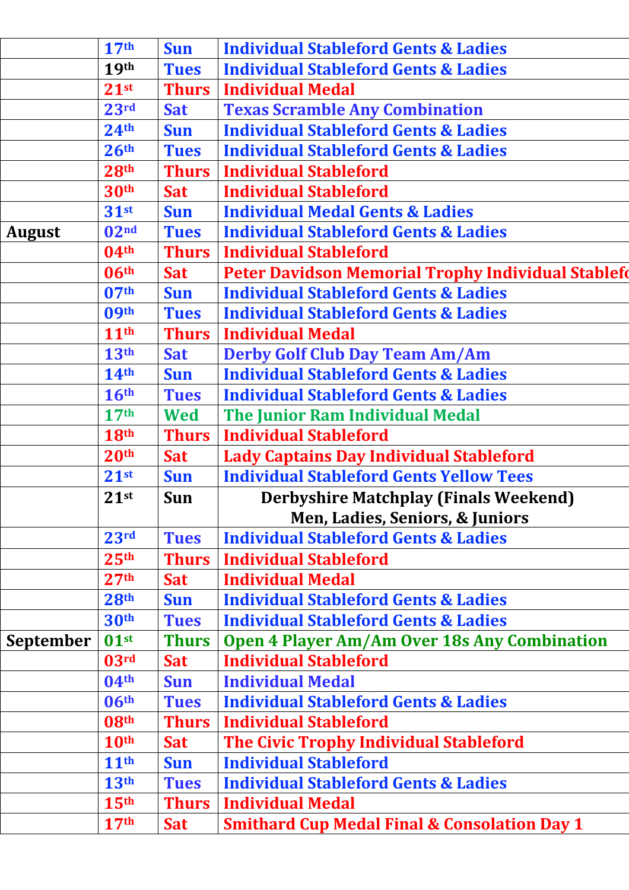| | | | |
|---|---|---|---|
| | 17th | Sun | Individual Stableford Gents & Ladies |
| | 19th | Tues | Individual Stableford Gents & Ladies |
| | 21st | Thurs | Individual Medal |
| | 23rd | Sat | Texas Scramble Any Combination |
| | 24th | Sun | Individual Stableford Gents & Ladies |
| | 26th | Tues | Individual Stableford Gents & Ladies |
| | 28th | Thurs | Individual Stableford |
| | 30th | Sat | Individual Stableford |
| | 31st | Sun | Individual Medal Gents & Ladies |
| August | 02nd | Tues | Individual Stableford Gents & Ladies |
| | 04th | Thurs | Individual Stableford |
| | 06th | Sat | Peter Davidson Memorial Trophy Individual Stablef |
| | 07th | Sun | Individual Stableford Gents & Ladies |
| | 09th | Tues | Individual Stableford Gents & Ladies |
| | 11th | Thurs | Individual Medal |
| | 13th | Sat | Derby Golf Club Day Team Am/Am |
| | 14th | Sun | Individual Stableford Gents & Ladies |
| | 16th | Tues | Individual Stableford Gents & Ladies |
| | 17th | Wed | The Junior Ram Individual Medal |
| | 18th | Thurs | Individual Stableford |
| | 20th | Sat | Lady Captains Day Individual Stableford |
| | 21st | Sun | Individual Stableford Gents Yellow Tees |
| | 21st | Sun | **Derbyshire Matchplay (Finals Weekend) Men, Ladies, Seniors, & Juniors** |
| | 23rd | Tues | Individual Stableford Gents & Ladies |
| | 25th | Thurs | Individual Stableford |
| | 27th | Sat | Individual Medal |
| | 28th | Sun | Individual Stableford Gents & Ladies |
| | 30th | Tues | Individual Stableford Gents & Ladies |
| September | 01st | Thurs | Open 4 Player Am/Am Over 18s Any Combination |
| | 03rd | Sat | Individual Stableford |
| | 04th | Sun | Individual Medal |
| | 06th | Tues | Individual Stableford Gents & Ladies |
| | 08th | Thurs | Individual Stableford |
| | 10th | Sat | The Civic Trophy Individual Stableford |
| | 11th | Sun | Individual Stableford |
| | 13th | Tues | Individual Stableford Gents & Ladies |
| | 15th | Thurs | Individual Medal |
| | 17th | Sat | Smithard Cup Medal Final & Consolation Day 1 |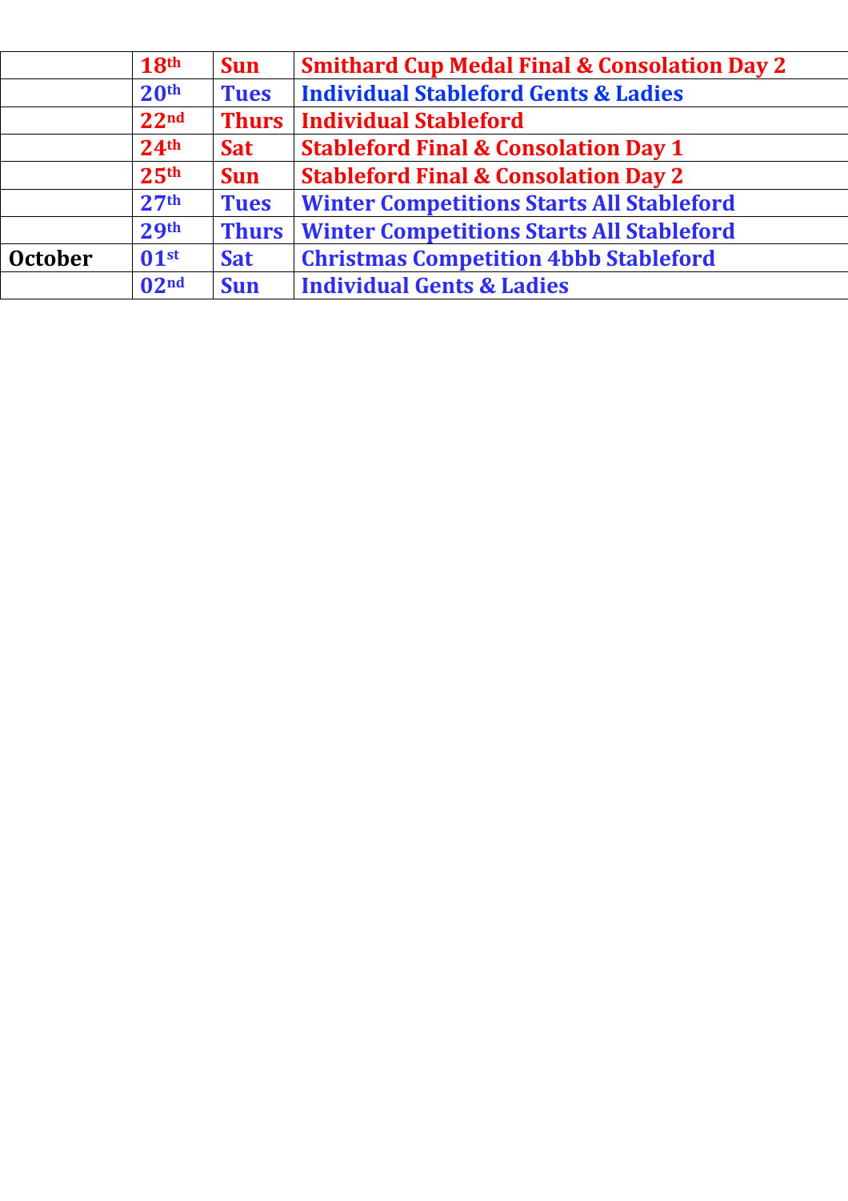| | | | |
|---|---|---|---|
| | 18th | Sun | Smithard Cup Medal Final & Consolation Day 2 |
| | 20th | Tues | Individual Stableford Gents & Ladies |
| | 22nd | Thurs | Individual Stableford |
| | 24th | Sat | Stableford Final & Consolation Day 1 |
| | 25th | Sun | Stableford Final & Consolation Day 2 |
| | 27th | Tues | Winter Competitions Starts All Stableford |
| | 29th | Thurs | Winter Competitions Starts All Stableford |
| October | 01st | Sat | Christmas Competition 4bbb Stableford |
| | 02nd | Sun | Individual Gents & Ladies |